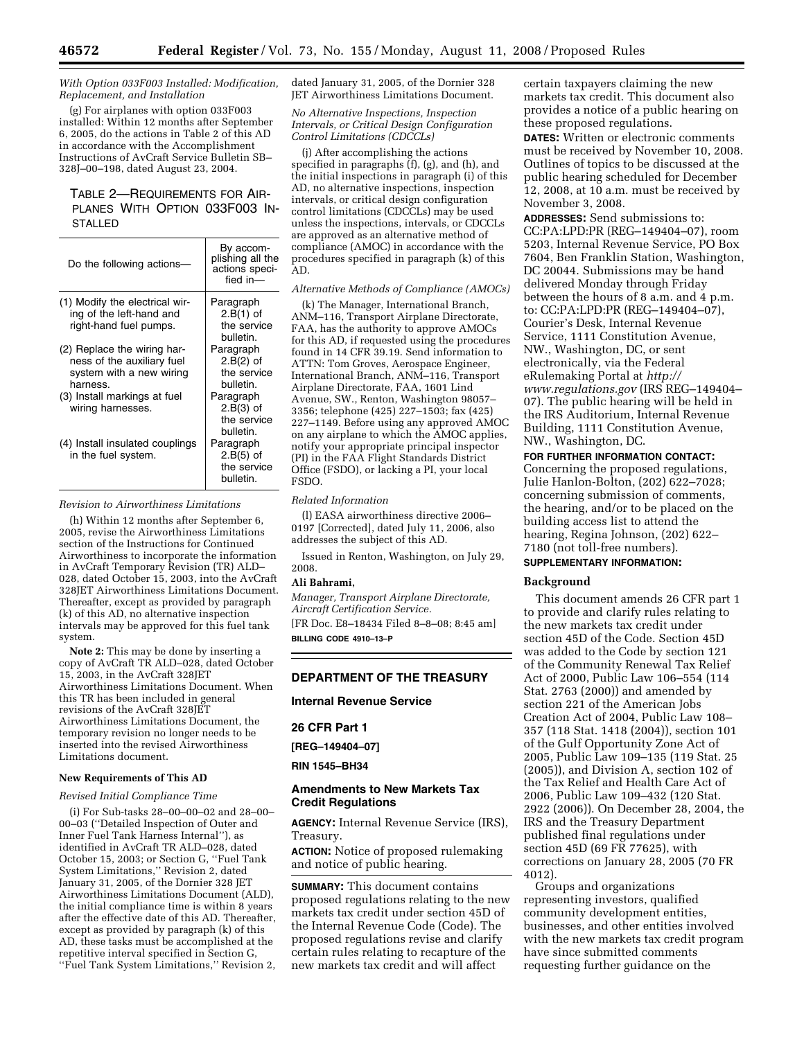*With Option 033F003 Installed: Modification, Replacement, and Installation*

(g) For airplanes with option 033F003 installed: Within 12 months after September 6, 2005, do the actions in Table 2 of this AD in accordance with the Accomplishment Instructions of AvCraft Service Bulletin SB–328J–00–198, dated August 23, 2004.

TABLE 2—REQUIREMENTS FOR AIRPLANES WITH OPTION 033F003 INSTALLED

| Do the following actions— | By accomplishing all the actions specified in— |
|---|---|
| (1) Modify the electrical wiring of the left-hand and right-hand fuel pumps. | Paragraph 2.B(1) of the service bulletin. |
| (2) Replace the wiring harness of the auxiliary fuel system with a new wiring harness. | Paragraph 2.B(2) of the service bulletin. |
| (3) Install markings at fuel wiring harnesses. | Paragraph 2.B(3) of the service bulletin. |
| (4) Install insulated couplings in the fuel system. | Paragraph 2.B(5) of the service bulletin. |

*Revision to Airworthiness Limitations*

(h) Within 12 months after September 6, 2005, revise the Airworthiness Limitations section of the Instructions for Continued Airworthiness to incorporate the information in AvCraft Temporary Revision (TR) ALD–028, dated October 15, 2003, into the AvCraft 328JET Airworthiness Limitations Document. Thereafter, except as provided by paragraph (k) of this AD, no alternative inspection intervals may be approved for this fuel tank system.

**Note 2:** This may be done by inserting a copy of AvCraft TR ALD–028, dated October 15, 2003, in the AvCraft 328JET Airworthiness Limitations Document. When this TR has been included in general revisions of the AvCraft 328JET Airworthiness Limitations Document, the temporary revision no longer needs to be inserted into the revised Airworthiness Limitations document.

**New Requirements of This AD**

*Revised Initial Compliance Time*

(i) For Sub-tasks 28–00–00–02 and 28–00–00–03 (''Detailed Inspection of Outer and Inner Fuel Tank Harness Internal''), as identified in AvCraft TR ALD–028, dated October 15, 2003; or Section G, ''Fuel Tank System Limitations,'' Revision 2, dated January 31, 2005, of the Dornier 328 JET Airworthiness Limitations Document (ALD), the initial compliance time is within 8 years after the effective date of this AD. Thereafter, except as provided by paragraph (k) of this AD, these tasks must be accomplished at the repetitive interval specified in Section G, ''Fuel Tank System Limitations,'' Revision 2, dated January 31, 2005, of the Dornier 328 JET Airworthiness Limitations Document.

*No Alternative Inspections, Inspection Intervals, or Critical Design Configuration Control Limitations (CDCCLs)*

(j) After accomplishing the actions specified in paragraphs (f), (g), and (h), and the initial inspections in paragraph (i) of this AD, no alternative inspections, inspection intervals, or critical design configuration control limitations (CDCCLs) may be used unless the inspections, intervals, or CDCCLs are approved as an alternative method of compliance (AMOC) in accordance with the procedures specified in paragraph (k) of this AD.

*Alternative Methods of Compliance (AMOCs)*

(k) The Manager, International Branch, ANM–116, Transport Airplane Directorate, FAA, has the authority to approve AMOCs for this AD, if requested using the procedures found in 14 CFR 39.19. Send information to ATTN: Tom Groves, Aerospace Engineer, International Branch, ANM–116, Transport Airplane Directorate, FAA, 1601 Lind Avenue, SW., Renton, Washington 98057–3356; telephone (425) 227–1503; fax (425) 227–1149. Before using any approved AMOC on any airplane to which the AMOC applies, notify your appropriate principal inspector (PI) in the FAA Flight Standards District Office (FSDO), or lacking a PI, your local FSDO.

*Related Information*

(l) EASA airworthiness directive 2006–0197 [Corrected], dated July 11, 2006, also addresses the subject of this AD.

Issued in Renton, Washington, on July 29, 2008.

**Ali Bahrami,**

*Manager, Transport Airplane Directorate, Aircraft Certification Service.*

[FR Doc. E8–18434 Filed 8–8–08; 8:45 am]

**BILLING CODE 4910–13–P**

## DEPARTMENT OF THE TREASURY

### Internal Revenue Service

### 26 CFR Part 1

**[REG–149404–07]**

**RIN 1545–BH34**

### Amendments to New Markets Tax Credit Regulations

**AGENCY:** Internal Revenue Service (IRS), Treasury.

**ACTION:** Notice of proposed rulemaking and notice of public hearing.

**SUMMARY:** This document contains proposed regulations relating to the new markets tax credit under section 45D of the Internal Revenue Code (Code). The proposed regulations revise and clarify certain rules relating to recapture of the new markets tax credit and will affect certain taxpayers claiming the new markets tax credit. This document also provides a notice of a public hearing on these proposed regulations.

**DATES:** Written or electronic comments must be received by November 10, 2008. Outlines of topics to be discussed at the public hearing scheduled for December 12, 2008, at 10 a.m. must be received by November 3, 2008.

**ADDRESSES:** Send submissions to: CC:PA:LPD:PR (REG–149404–07), room 5203, Internal Revenue Service, PO Box 7604, Ben Franklin Station, Washington, DC 20044. Submissions may be hand delivered Monday through Friday between the hours of 8 a.m. and 4 p.m. to: CC:PA:LPD:PR (REG–149404–07), Courier's Desk, Internal Revenue Service, 1111 Constitution Avenue, NW., Washington, DC, or sent electronically, via the Federal eRulemaking Portal at *http://www.regulations.gov* (IRS REG–149404–07). The public hearing will be held in the IRS Auditorium, Internal Revenue Building, 1111 Constitution Avenue, NW., Washington, DC.

**FOR FURTHER INFORMATION CONTACT:** Concerning the proposed regulations, Julie Hanlon-Bolton, (202) 622–7028; concerning submission of comments, the hearing, and/or to be placed on the building access list to attend the hearing, Regina Johnson, (202) 622–7180 (not toll-free numbers).

**SUPPLEMENTARY INFORMATION:**

**Background**

This document amends 26 CFR part 1 to provide and clarify rules relating to the new markets tax credit under section 45D of the Code. Section 45D was added to the Code by section 121 of the Community Renewal Tax Relief Act of 2000, Public Law 106–554 (114 Stat. 2763 (2000)) and amended by section 221 of the American Jobs Creation Act of 2004, Public Law 108–357 (118 Stat. 1418 (2004)), section 101 of the Gulf Opportunity Zone Act of 2005, Public Law 109–135 (119 Stat. 25 (2005)), and Division A, section 102 of the Tax Relief and Health Care Act of 2006, Public Law 109–432 (120 Stat. 2922 (2006)). On December 28, 2004, the IRS and the Treasury Department published final regulations under section 45D (69 FR 77625), with corrections on January 28, 2005 (70 FR 4012).

Groups and organizations representing investors, qualified community development entities, businesses, and other entities involved with the new markets tax credit program have since submitted comments requesting further guidance on the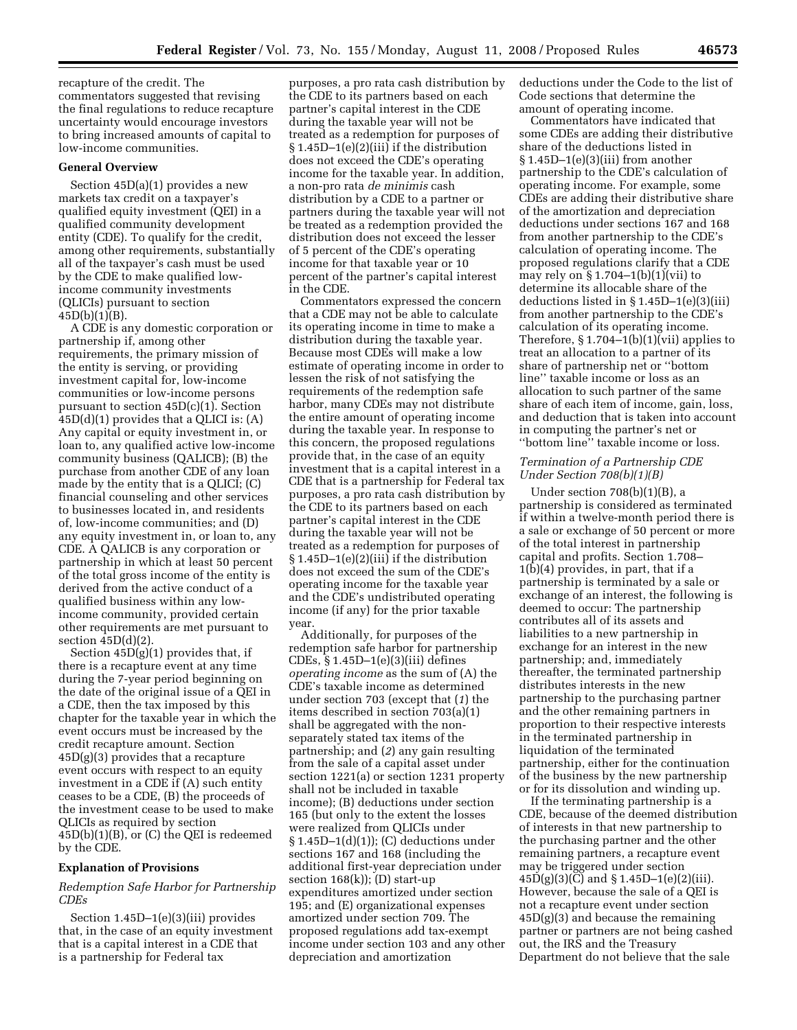recapture of the credit. The commentators suggested that revising the final regulations to reduce recapture uncertainty would encourage investors to bring increased amounts of capital to low-income communities.

**General Overview**

Section 45D(a)(1) provides a new markets tax credit on a taxpayer's qualified equity investment (QEI) in a qualified community development entity (CDE). To qualify for the credit, among other requirements, substantially all of the taxpayer's cash must be used by the CDE to make qualified low-income community investments (QLICIs) pursuant to section 45D(b)(1)(B).

A CDE is any domestic corporation or partnership if, among other requirements, the primary mission of the entity is serving, or providing investment capital for, low-income communities or low-income persons pursuant to section 45D(c)(1). Section 45D(d)(1) provides that a QLICI is: (A) Any capital or equity investment in, or loan to, any qualified active low-income community business (QALICB); (B) the purchase from another CDE of any loan made by the entity that is a QLICI; (C) financial counseling and other services to businesses located in, and residents of, low-income communities; and (D) any equity investment in, or loan to, any CDE. A QALICB is any corporation or partnership in which at least 50 percent of the total gross income of the entity is derived from the active conduct of a qualified business within any low-income community, provided certain other requirements are met pursuant to section 45D(d)(2).

Section 45D(g)(1) provides that, if there is a recapture event at any time during the 7-year period beginning on the date of the original issue of a QEI in a CDE, then the tax imposed by this chapter for the taxable year in which the event occurs must be increased by the credit recapture amount. Section 45D(g)(3) provides that a recapture event occurs with respect to an equity investment in a CDE if (A) such entity ceases to be a CDE, (B) the proceeds of the investment cease to be used to make QLICIs as required by section 45D(b)(1)(B), or (C) the QEI is redeemed by the CDE.

**Explanation of Provisions**

*Redemption Safe Harbor for Partnership CDEs*

Section 1.45D–1(e)(3)(iii) provides that, in the case of an equity investment that is a capital interest in a CDE that is a partnership for Federal tax purposes, a pro rata cash distribution by the CDE to its partners based on each partner's capital interest in the CDE during the taxable year will not be treated as a redemption for purposes of § 1.45D–1(e)(2)(iii) if the distribution does not exceed the CDE's operating income for the taxable year. In addition, a non-pro rata *de minimis* cash distribution by a CDE to a partner or partners during the taxable year will not be treated as a redemption provided the distribution does not exceed the lesser of 5 percent of the CDE's operating income for that taxable year or 10 percent of the partner's capital interest in the CDE.

Commentators expressed the concern that a CDE may not be able to calculate its operating income in time to make a distribution during the taxable year. Because most CDEs will make a low estimate of operating income in order to lessen the risk of not satisfying the requirements of the redemption safe harbor, many CDEs may not distribute the entire amount of operating income during the taxable year. In response to this concern, the proposed regulations provide that, in the case of an equity investment that is a capital interest in a CDE that is a partnership for Federal tax purposes, a pro rata cash distribution by the CDE to its partners based on each partner's capital interest in the CDE during the taxable year will not be treated as a redemption for purposes of § 1.45D–1(e)(2)(iii) if the distribution does not exceed the sum of the CDE's operating income for the taxable year and the CDE's undistributed operating income (if any) for the prior taxable year.

Additionally, for purposes of the redemption safe harbor for partnership CDEs, § 1.45D–1(e)(3)(iii) defines *operating income* as the sum of (A) the CDE's taxable income as determined under section 703 (except that (*1*) the items described in section 703(a)(1) shall be aggregated with the non-separately stated tax items of the partnership; and (*2*) any gain resulting from the sale of a capital asset under section 1221(a) or section 1231 property shall not be included in taxable income); (B) deductions under section 165 (but only to the extent the losses were realized from QLICIs under § 1.45D–1(d)(1)); (C) deductions under sections 167 and 168 (including the additional first-year depreciation under section 168(k)); (D) start-up expenditures amortized under section 195; and (E) organizational expenses amortized under section 709. The proposed regulations add tax-exempt income under section 103 and any other depreciation and amortization deductions under the Code to the list of Code sections that determine the amount of operating income.

Commentators have indicated that some CDEs are adding their distributive share of the deductions listed in § 1.45D–1(e)(3)(iii) from another partnership to the CDE's calculation of operating income. For example, some CDEs are adding their distributive share of the amortization and depreciation deductions under sections 167 and 168 from another partnership to the CDE's calculation of operating income. The proposed regulations clarify that a CDE may rely on § 1.704–1(b)(1)(vii) to determine its allocable share of the deductions listed in § 1.45D–1(e)(3)(iii) from another partnership to the CDE's calculation of its operating income. Therefore, § 1.704–1(b)(1)(vii) applies to treat an allocation to a partner of its share of partnership net or "bottom line" taxable income or loss as an allocation to such partner of the same share of each item of income, gain, loss, and deduction that is taken into account in computing the partner's net or "bottom line" taxable income or loss.

*Termination of a Partnership CDE Under Section 708(b)(1)(B)*

Under section 708(b)(1)(B), a partnership is considered as terminated if within a twelve-month period there is a sale or exchange of 50 percent or more of the total interest in partnership capital and profits. Section 1.708–1(b)(4) provides, in part, that if a partnership is terminated by a sale or exchange of an interest, the following is deemed to occur: The partnership contributes all of its assets and liabilities to a new partnership in exchange for an interest in the new partnership; and, immediately thereafter, the terminated partnership distributes interests in the new partnership to the purchasing partner and the other remaining partners in proportion to their respective interests in the terminated partnership in liquidation of the terminated partnership, either for the continuation of the business by the new partnership or for its dissolution and winding up.

If the terminating partnership is a CDE, because of the deemed distribution of interests in that new partnership to the purchasing partner and the other remaining partners, a recapture event may be triggered under section 45D(g)(3)(C) and § 1.45D–1(e)(2)(iii). However, because the sale of a QEI is not a recapture event under section 45D(g)(3) and because the remaining partner or partners are not being cashed out, the IRS and the Treasury Department do not believe that the sale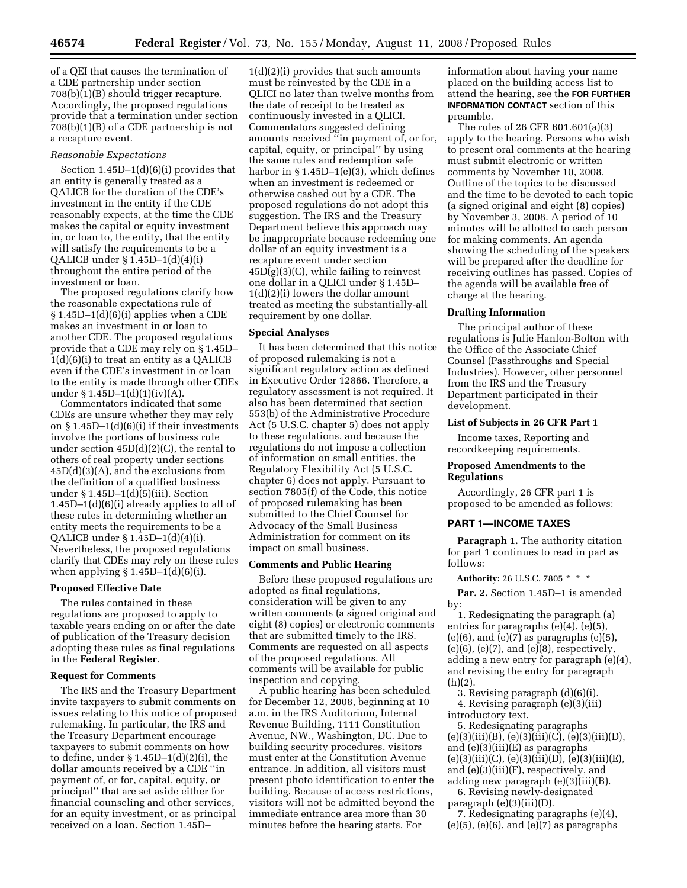of a QEI that causes the termination of a CDE partnership under section 708(b)(1)(B) should trigger recapture. Accordingly, the proposed regulations provide that a termination under section 708(b)(1)(B) of a CDE partnership is not a recapture event.

*Reasonable Expectations*

Section 1.45D–1(d)(6)(i) provides that an entity is generally treated as a QALICB for the duration of the CDE's investment in the entity if the CDE reasonably expects, at the time the CDE makes the capital or equity investment in, or loan to, the entity, that the entity will satisfy the requirements to be a QALICB under § 1.45D–1(d)(4)(i) throughout the entire period of the investment or loan.

The proposed regulations clarify how the reasonable expectations rule of § 1.45D–1(d)(6)(i) applies when a CDE makes an investment in or loan to another CDE. The proposed regulations provide that a CDE may rely on § 1.45D–1(d)(6)(i) to treat an entity as a QALICB even if the CDE's investment in or loan to the entity is made through other CDEs under § 1.45D–1(d)(1)(iv)(A).

Commentators indicated that some CDEs are unsure whether they may rely on § 1.45D–1(d)(6)(i) if their investments involve the portions of business rule under section 45D(d)(2)(C), the rental to others of real property under sections 45D(d)(3)(A), and the exclusions from the definition of a qualified business under § 1.45D–1(d)(5)(iii). Section 1.45D–1(d)(6)(i) already applies to all of these rules in determining whether an entity meets the requirements to be a QALICB under § 1.45D–1(d)(4)(i). Nevertheless, the proposed regulations clarify that CDEs may rely on these rules when applying § 1.45D–1(d)(6)(i).

**Proposed Effective Date**

The rules contained in these regulations are proposed to apply to taxable years ending on or after the date of publication of the Treasury decision adopting these rules as final regulations in the **Federal Register**.

**Request for Comments**

The IRS and the Treasury Department invite taxpayers to submit comments on issues relating to this notice of proposed rulemaking. In particular, the IRS and the Treasury Department encourage taxpayers to submit comments on how to define, under § 1.45D–1(d)(2)(i), the dollar amounts received by a CDE ''in payment of, or for, capital, equity, or principal'' that are set aside either for financial counseling and other services, for an equity investment, or as principal received on a loan. Section 1.45D–1(d)(2)(i) provides that such amounts must be reinvested by the CDE in a QLICI no later than twelve months from the date of receipt to be treated as continuously invested in a QLICI. Commentators suggested defining amounts received ''in payment of, or for, capital, equity, or principal'' by using the same rules and redemption safe harbor in § 1.45D–1(e)(3), which defines when an investment is redeemed or otherwise cashed out by a CDE. The proposed regulations do not adopt this suggestion. The IRS and the Treasury Department believe this approach may be inappropriate because redeeming one dollar of an equity investment is a recapture event under section 45D(g)(3)(C), while failing to reinvest one dollar in a QLICI under § 1.45D–1(d)(2)(i) lowers the dollar amount treated as meeting the substantially-all requirement by one dollar.

**Special Analyses**

It has been determined that this notice of proposed rulemaking is not a significant regulatory action as defined in Executive Order 12866. Therefore, a regulatory assessment is not required. It also has been determined that section 553(b) of the Administrative Procedure Act (5 U.S.C. chapter 5) does not apply to these regulations, and because the regulations do not impose a collection of information on small entities, the Regulatory Flexibility Act (5 U.S.C. chapter 6) does not apply. Pursuant to section 7805(f) of the Code, this notice of proposed rulemaking has been submitted to the Chief Counsel for Advocacy of the Small Business Administration for comment on its impact on small business.

**Comments and Public Hearing**

Before these proposed regulations are adopted as final regulations, consideration will be given to any written comments (a signed original and eight (8) copies) or electronic comments that are submitted timely to the IRS. Comments are requested on all aspects of the proposed regulations. All comments will be available for public inspection and copying.

A public hearing has been scheduled for December 12, 2008, beginning at 10 a.m. in the IRS Auditorium, Internal Revenue Building, 1111 Constitution Avenue, NW., Washington, DC. Due to building security procedures, visitors must enter at the Constitution Avenue entrance. In addition, all visitors must present photo identification to enter the building. Because of access restrictions, visitors will not be admitted beyond the immediate entrance area more than 30 minutes before the hearing starts. For information about having your name placed on the building access list to attend the hearing, see the **FOR FURTHER INFORMATION CONTACT** section of this preamble.

The rules of 26 CFR 601.601(a)(3) apply to the hearing. Persons who wish to present oral comments at the hearing must submit electronic or written comments by November 10, 2008. Outline of the topics to be discussed and the time to be devoted to each topic (a signed original and eight (8) copies) by November 3, 2008. A period of 10 minutes will be allotted to each person for making comments. An agenda showing the scheduling of the speakers will be prepared after the deadline for receiving outlines has passed. Copies of the agenda will be available free of charge at the hearing.

**Drafting Information**

The principal author of these regulations is Julie Hanlon-Bolton with the Office of the Associate Chief Counsel (Passthroughs and Special Industries). However, other personnel from the IRS and the Treasury Department participated in their development.

**List of Subjects in 26 CFR Part 1**

Income taxes, Reporting and recordkeeping requirements.

**Proposed Amendments to the Regulations**

Accordingly, 26 CFR part 1 is proposed to be amended as follows:

**PART 1—INCOME TAXES**

**Paragraph 1.** The authority citation for part 1 continues to read in part as follows:

**Authority:** 26 U.S.C. 7805 * * *

**Par. 2.** Section 1.45D–1 is amended by:

1. Redesignating the paragraph (a) entries for paragraphs (e)(4), (e)(5), (e)(6), and (e)(7) as paragraphs (e)(5), (e)(6), (e)(7), and (e)(8), respectively, adding a new entry for paragraph (e)(4), and revising the entry for paragraph (h)(2).

3. Revising paragraph (d)(6)(i).

4. Revising paragraph (e)(3)(iii) introductory text.

5. Redesignating paragraphs (e)(3)(iii)(B), (e)(3)(iii)(C), (e)(3)(iii)(D), and (e)(3)(iii)(E) as paragraphs (e)(3)(iii)(C), (e)(3)(iii)(D), (e)(3)(iii)(E), and (e)(3)(iii)(F), respectively, and adding new paragraph (e)(3)(iii)(B).

6. Revising newly-designated paragraph (e)(3)(iii)(D).

7. Redesignating paragraphs (e)(4), (e)(5), (e)(6), and (e)(7) as paragraphs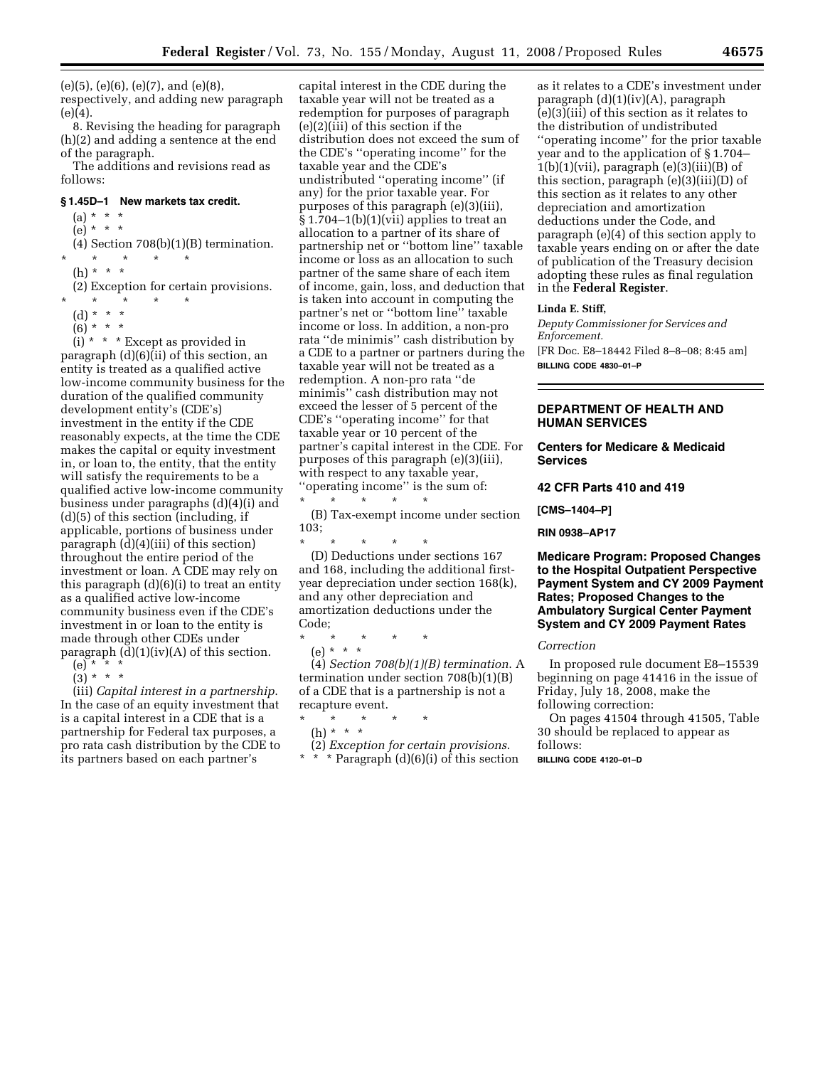(e)(5), (e)(6), (e)(7), and (e)(8), respectively, and adding new paragraph (e)(4).

8. Revising the heading for paragraph (h)(2) and adding a sentence at the end of the paragraph.

The additions and revisions read as follows:

**§ 1.45D–1 New markets tax credit.**

(a) * * *

(e) * * *

(4) Section 708(b)(1)(B) termination.

\* \* \* \* \*

(h) * * *

(2) Exception for certain provisions.

\* \* \* \* \*

(d) * * *

(6) * * *

(i) * * * Except as provided in paragraph (d)(6)(ii) of this section, an entity is treated as a qualified active low-income community business for the duration of the qualified community development entity's (CDE's) investment in the entity if the CDE reasonably expects, at the time the CDE makes the capital or equity investment in, or loan to, the entity, that the entity will satisfy the requirements to be a qualified active low-income community business under paragraphs (d)(4)(i) and (d)(5) of this section (including, if applicable, portions of business under paragraph (d)(4)(iii) of this section) throughout the entire period of the investment or loan. A CDE may rely on this paragraph (d)(6)(i) to treat an entity as a qualified active low-income community business even if the CDE's investment in or loan to the entity is made through other CDEs under paragraph (d)(1)(iv)(A) of this section.

(e) * * *

(3) * * *

(iii) *Capital interest in a partnership.* In the case of an equity investment that is a capital interest in a CDE that is a partnership for Federal tax purposes, a pro rata cash distribution by the CDE to its partners based on each partner's capital interest in the CDE during the taxable year will not be treated as a redemption for purposes of paragraph (e)(2)(iii) of this section if the distribution does not exceed the sum of the CDE's ''operating income'' for the taxable year and the CDE's undistributed ''operating income'' (if any) for the prior taxable year. For purposes of this paragraph (e)(3)(iii), § 1.704–1(b)(1)(vii) applies to treat an allocation to a partner of its share of partnership net or ''bottom line'' taxable income or loss as an allocation to such partner of the same share of each item of income, gain, loss, and deduction that is taken into account in computing the partner's net or ''bottom line'' taxable income or loss. In addition, a non-pro rata ''de minimis'' cash distribution by a CDE to a partner or partners during the taxable year will not be treated as a redemption. A non-pro rata ''de minimis'' cash distribution may not exceed the lesser of 5 percent of the CDE's ''operating income'' for that taxable year or 10 percent of the partner's capital interest in the CDE. For purposes of this paragraph (e)(3)(iii), with respect to any taxable year, ''operating income'' is the sum of:

\* \* \* \* \*

(B) Tax-exempt income under section 103;

\* \* \* \* \*

(D) Deductions under sections 167 and 168, including the additional first-year depreciation under section 168(k), and any other depreciation and amortization deductions under the Code;

\* \* \* \* \*

(e) * * *

(4) *Section 708(b)(1)(B) termination.* A termination under section 708(b)(1)(B) of a CDE that is a partnership is not a recapture event.

\* \* \* \* \*

(h) * * *

(2) *Exception for certain provisions.* * * * Paragraph (d)(6)(i) of this section as it relates to a CDE's investment under paragraph (d)(1)(iv)(A), paragraph (e)(3)(iii) of this section as it relates to the distribution of undistributed ''operating income'' for the prior taxable year and to the application of § 1.704–1(b)(1)(vii), paragraph (e)(3)(iii)(B) of this section, paragraph (e)(3)(iii)(D) of this section as it relates to any other depreciation and amortization deductions under the Code, and paragraph (e)(4) of this section apply to taxable years ending on or after the date of publication of the Treasury decision adopting these rules as final regulation in the **Federal Register**.

**Linda E. Stiff,**

*Deputy Commissioner for Services and Enforcement.*

[FR Doc. E8–18442 Filed 8–8–08; 8:45 am]

**BILLING CODE 4830–01–P**

---

## DEPARTMENT OF HEALTH AND HUMAN SERVICES

### Centers for Medicare & Medicaid Services

### 42 CFR Parts 410 and 419

**[CMS–1404–P]**

**RIN 0938–AP17**

### Medicare Program: Proposed Changes to the Hospital Outpatient Perspective Payment System and CY 2009 Payment Rates; Proposed Changes to the Ambulatory Surgical Center Payment System and CY 2009 Payment Rates

*Correction*

In proposed rule document E8–15539 beginning on page 41416 in the issue of Friday, July 18, 2008, make the following correction:

On pages 41504 through 41505, Table 30 should be replaced to appear as follows:

**BILLING CODE 4120–01–D**